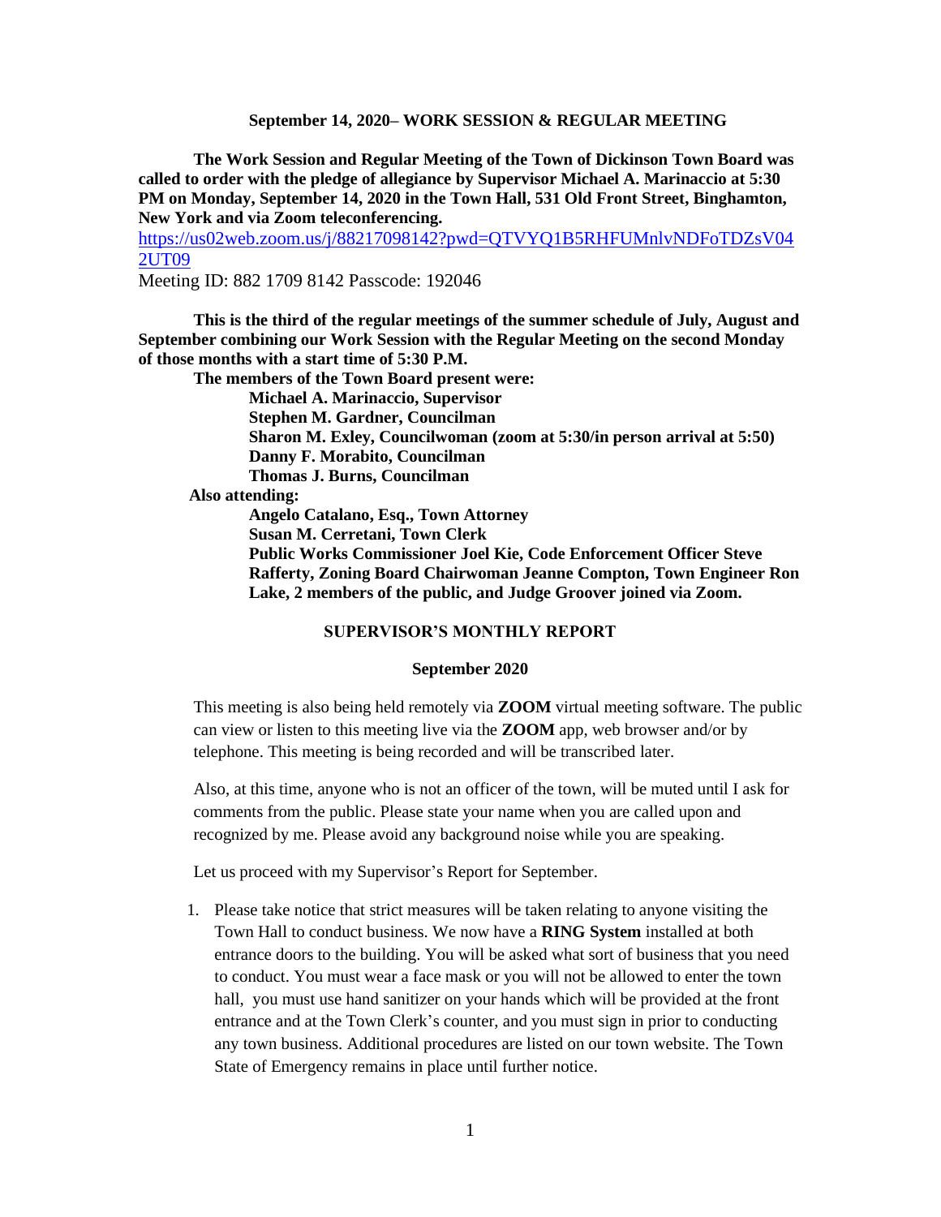**September 14, 2020– WORK SESSION & REGULAR MEETING**

**The Work Session and Regular Meeting of the Town of Dickinson Town Board was called to order with the pledge of allegiance by Supervisor Michael A. Marinaccio at 5:30 PM on Monday, September 14, 2020 in the Town Hall, 531 Old Front Street, Binghamton, New York and via Zoom teleconferencing.**

https://us02web.zoom.us/j/88217098142?pwd=QTVYQ1B5RHFUMnlvNDFoTDZsV042UT09

Meeting ID: 882 1709 8142 Passcode: 192046

**This is the third of the regular meetings of the summer schedule of July, August and September combining our Work Session with the Regular Meeting on the second Monday of those months with a start time of 5:30 P.M.**

**The members of the Town Board present were:**

**Michael A. Marinaccio, Supervisor**
**Stephen M. Gardner, Councilman**
**Sharon M. Exley, Councilwoman (zoom at 5:30/in person arrival at 5:50)**
**Danny F. Morabito, Councilman**
**Thomas J. Burns, Councilman**

**Also attending:**

**Angelo Catalano, Esq., Town Attorney**
**Susan M. Cerretani, Town Clerk**
**Public Works Commissioner Joel Kie, Code Enforcement Officer Steve Rafferty, Zoning Board Chairwoman Jeanne Compton, Town Engineer Ron Lake, 2 members of the public, and Judge Groover joined via Zoom.**

## SUPERVISOR'S MONTHLY REPORT

### September 2020

This meeting is also being held remotely via **ZOOM** virtual meeting software. The public can view or listen to this meeting live via the **ZOOM** app, web browser and/or by telephone. This meeting is being recorded and will be transcribed later.

Also, at this time, anyone who is not an officer of the town, will be muted until I ask for comments from the public. Please state your name when you are called upon and recognized by me. Please avoid any background noise while you are speaking.

Let us proceed with my Supervisor's Report for September.

1. Please take notice that strict measures will be taken relating to anyone visiting the Town Hall to conduct business. We now have a **RING System** installed at both entrance doors to the building. You will be asked what sort of business that you need to conduct. You must wear a face mask or you will not be allowed to enter the town hall, you must use hand sanitizer on your hands which will be provided at the front entrance and at the Town Clerk's counter, and you must sign in prior to conducting any town business. Additional procedures are listed on our town website. The Town State of Emergency remains in place until further notice.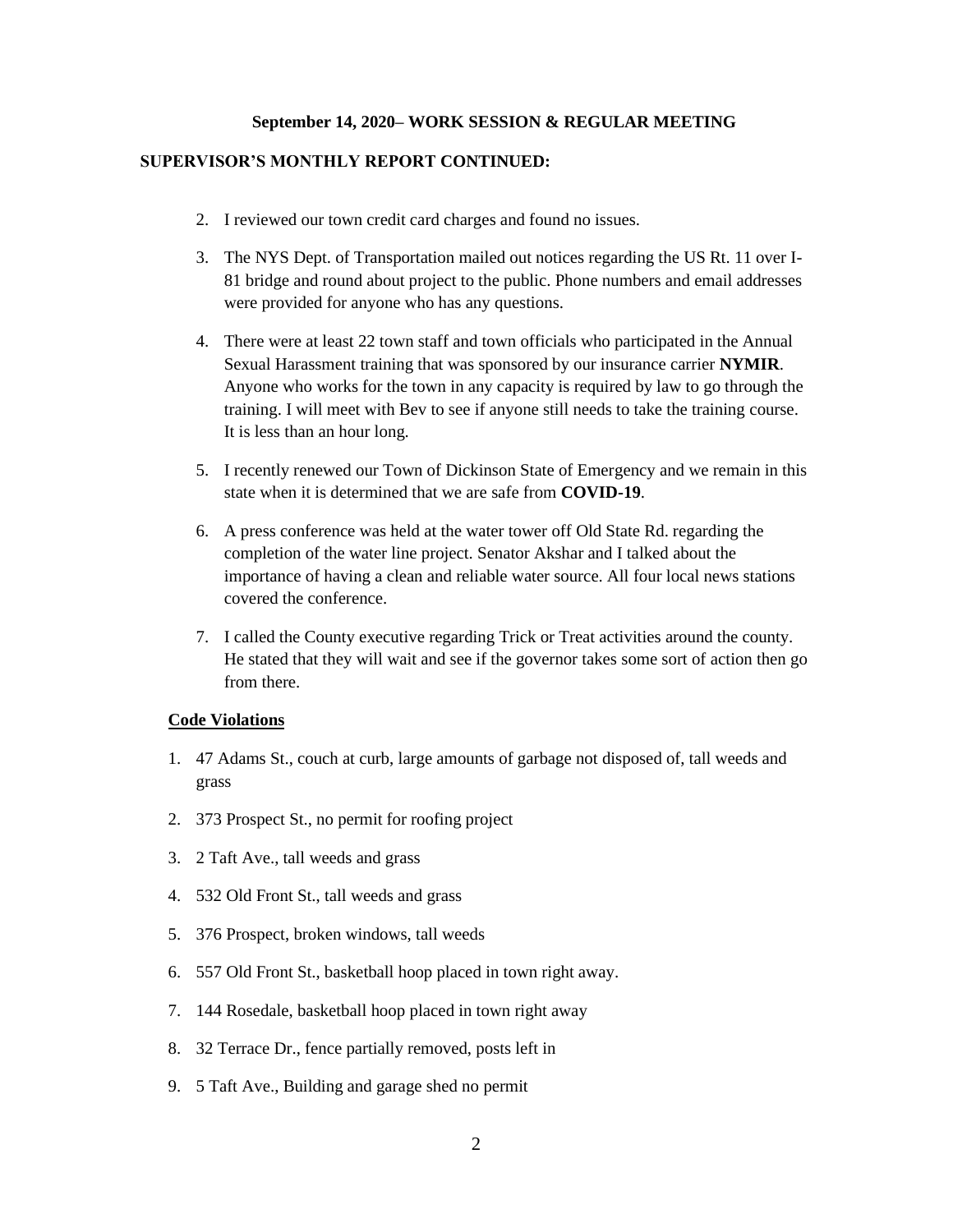**September 14, 2020– WORK SESSION & REGULAR MEETING**

**SUPERVISOR'S MONTHLY REPORT CONTINUED:**

2. I reviewed our town credit card charges and found no issues.
3. The NYS Dept. of Transportation mailed out notices regarding the US Rt. 11 over I-81 bridge and round about project to the public. Phone numbers and email addresses were provided for anyone who has any questions.
4. There were at least 22 town staff and town officials who participated in the Annual Sexual Harassment training that was sponsored by our insurance carrier **NYMIR**. Anyone who works for the town in any capacity is required by law to go through the training. I will meet with Bev to see if anyone still needs to take the training course. It is less than an hour long.
5. I recently renewed our Town of Dickinson State of Emergency and we remain in this state when it is determined that we are safe from **COVID-19**.
6. A press conference was held at the water tower off Old State Rd. regarding the completion of the water line project. Senator Akshar and I talked about the importance of having a clean and reliable water source. All four local news stations covered the conference.
7. I called the County executive regarding Trick or Treat activities around the county. He stated that they will wait and see if the governor takes some sort of action then go from there.

**<u>Code Violations</u>**

1. 47 Adams St., couch at curb, large amounts of garbage not disposed of, tall weeds and grass
2. 373 Prospect St., no permit for roofing project
3. 2 Taft Ave., tall weeds and grass
4. 532 Old Front St., tall weeds and grass
5. 376 Prospect, broken windows, tall weeds
6. 557 Old Front St., basketball hoop placed in town right away.
7. 144 Rosedale, basketball hoop placed in town right away
8. 32 Terrace Dr., fence partially removed, posts left in
9. 5 Taft Ave., Building and garage shed no permit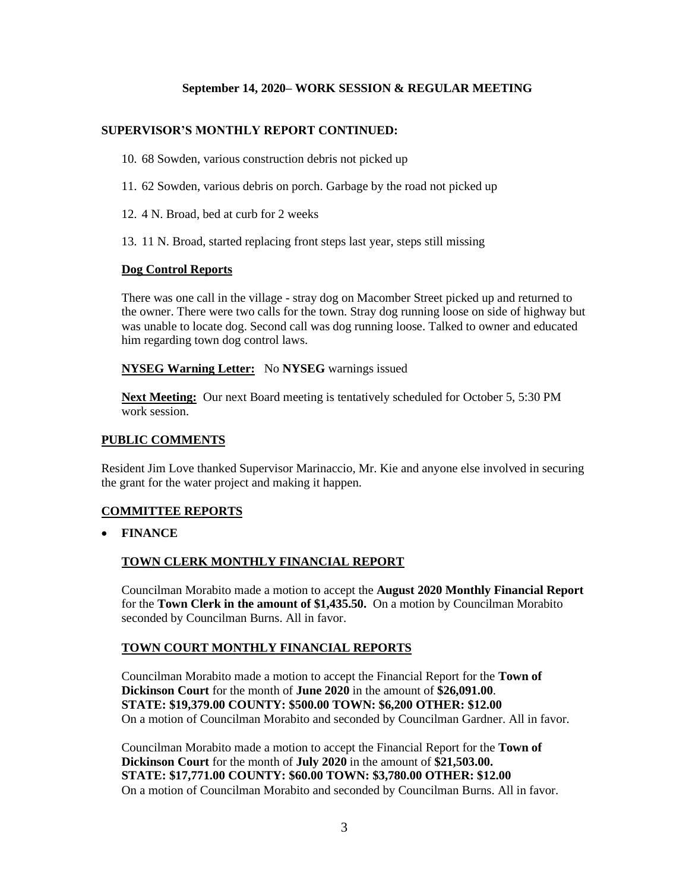**September 14, 2020– WORK SESSION & REGULAR MEETING**

**SUPERVISOR'S MONTHLY REPORT CONTINUED:**

10. 68 Sowden, various construction debris not picked up
11. 62 Sowden, various debris on porch. Garbage by the road not picked up
12. 4 N. Broad, bed at curb for 2 weeks
13. 11 N. Broad, started replacing front steps last year, steps still missing

**Dog Control Reports**

There was one call in the village - stray dog on Macomber Street picked up and returned to the owner. There were two calls for the town. Stray dog running loose on side of highway but was unable to locate dog. Second call was dog running loose. Talked to owner and educated him regarding town dog control laws.

**NYSEG Warning Letter:** No **NYSEG** warnings issued

**Next Meeting:** Our next Board meeting is tentatively scheduled for October 5, 5:30 PM work session.

**PUBLIC COMMENTS**

Resident Jim Love thanked Supervisor Marinaccio, Mr. Kie and anyone else involved in securing the grant for the water project and making it happen.

**COMMITTEE REPORTS**

- **FINANCE**

**TOWN CLERK MONTHLY FINANCIAL REPORT**

Councilman Morabito made a motion to accept the **August 2020 Monthly Financial Report** for the **Town Clerk in the amount of $1,435.50.** On a motion by Councilman Morabito seconded by Councilman Burns. All in favor.

**TOWN COURT MONTHLY FINANCIAL REPORTS**

Councilman Morabito made a motion to accept the Financial Report for the **Town of Dickinson Court** for the month of **June 2020** in the amount of **$26,091.00**.
**STATE: $19,379.00 COUNTY: $500.00 TOWN: $6,200 OTHER: $12.00**
On a motion of Councilman Morabito and seconded by Councilman Gardner. All in favor.

Councilman Morabito made a motion to accept the Financial Report for the **Town of Dickinson Court** for the month of **July 2020** in the amount of **$21,503.00.**
**STATE: $17,771.00 COUNTY: $60.00 TOWN: $3,780.00 OTHER: $12.00**
On a motion of Councilman Morabito and seconded by Councilman Burns. All in favor.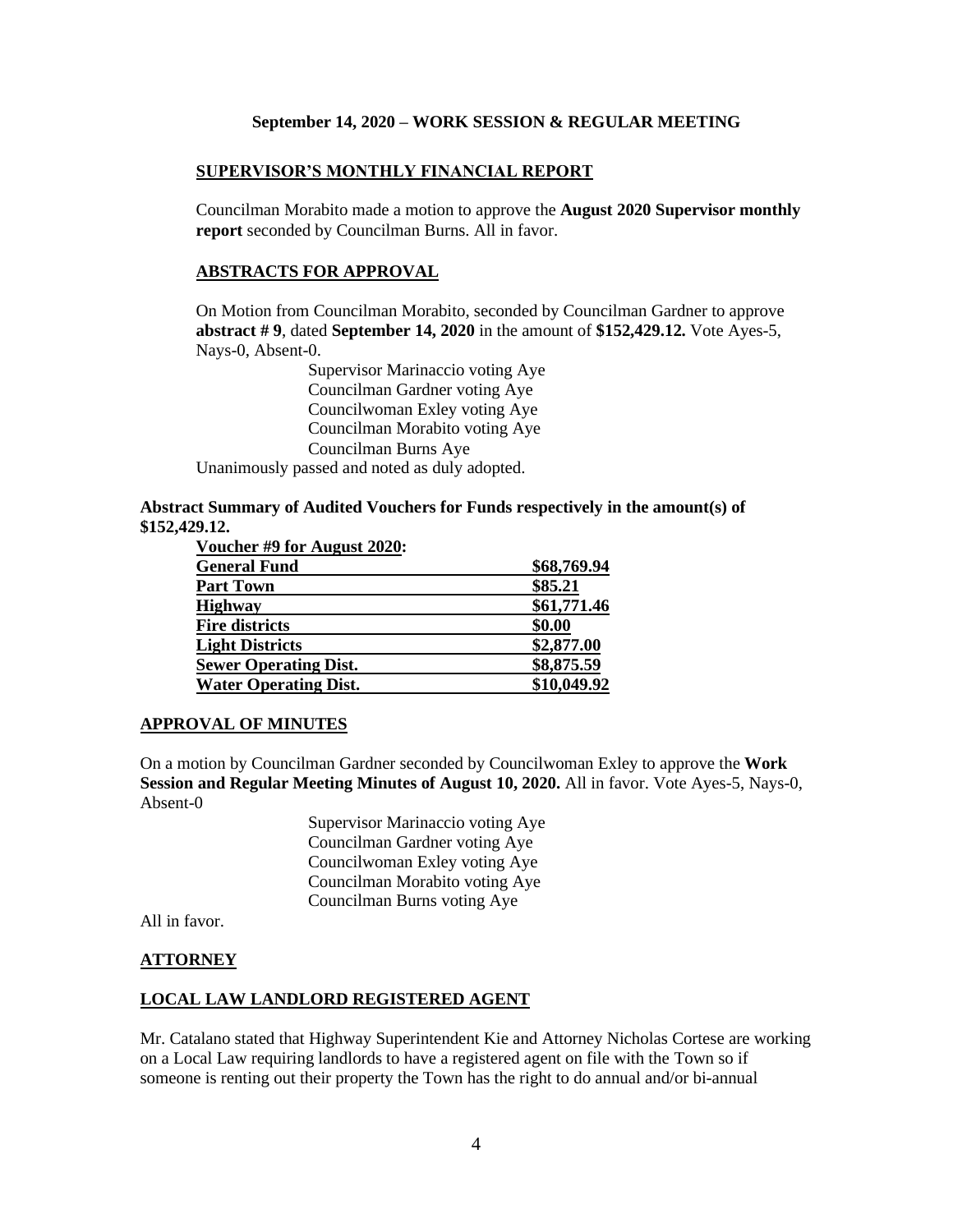**September 14, 2020 – WORK SESSION & REGULAR MEETING**

## SUPERVISOR'S MONTHLY FINANCIAL REPORT

Councilman Morabito made a motion to approve the **August 2020 Supervisor monthly report** seconded by Councilman Burns. All in favor.

## ABSTRACTS FOR APPROVAL

On Motion from Councilman Morabito, seconded by Councilman Gardner to approve **abstract # 9**, dated **September 14, 2020** in the amount of **$152,429.12.** Vote Ayes-5, Nays-0, Absent-0.

Supervisor Marinaccio voting Aye
Councilman Gardner voting Aye
Councilwoman Exley voting Aye
Councilman Morabito voting Aye
Councilman Burns Aye

Unanimously passed and noted as duly adopted.

**Abstract Summary of Audited Vouchers for Funds respectively in the amount(s) of $152,429.12.**

**Voucher #9 for August 2020:**

| | |
|---|---|
| **General Fund** | **$68,769.94** |
| **Part Town** | **$85.21** |
| **Highway** | **$61,771.46** |
| **Fire districts** | **$0.00** |
| **Light Districts** | **$2,877.00** |
| **Sewer Operating Dist.** | **$8,875.59** |
| **Water Operating Dist.** | **$10,049.92** |

## APPROVAL OF MINUTES

On a motion by Councilman Gardner seconded by Councilwoman Exley to approve the **Work Session and Regular Meeting Minutes of August 10, 2020.** All in favor. Vote Ayes-5, Nays-0, Absent-0

Supervisor Marinaccio voting Aye
Councilman Gardner voting Aye
Councilwoman Exley voting Aye
Councilman Morabito voting Aye
Councilman Burns voting Aye

All in favor.

## ATTORNEY

## LOCAL LAW LANDLORD REGISTERED AGENT

Mr. Catalano stated that Highway Superintendent Kie and Attorney Nicholas Cortese are working on a Local Law requiring landlords to have a registered agent on file with the Town so if someone is renting out their property the Town has the right to do annual and/or bi-annual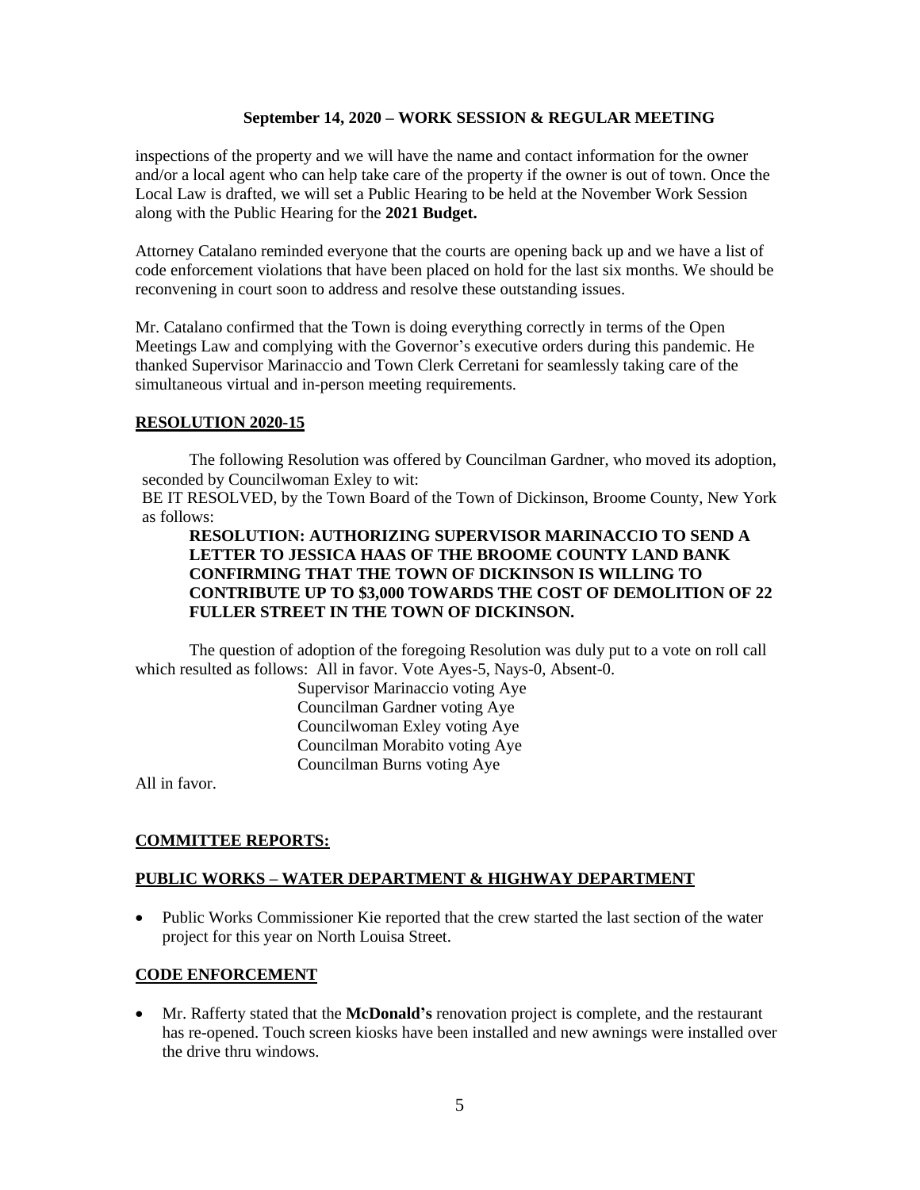inspections of the property and we will have the name and contact information for the owner and/or a local agent who can help take care of the property if the owner is out of town. Once the Local Law is drafted, we will set a Public Hearing to be held at the November Work Session along with the Public Hearing for the **2021 Budget.**

Attorney Catalano reminded everyone that the courts are opening back up and we have a list of code enforcement violations that have been placed on hold for the last six months. We should be reconvening in court soon to address and resolve these outstanding issues.

Mr. Catalano confirmed that the Town is doing everything correctly in terms of the Open Meetings Law and complying with the Governor's executive orders during this pandemic. He thanked Supervisor Marinaccio and Town Clerk Cerretani for seamlessly taking care of the simultaneous virtual and in-person meeting requirements.

## RESOLUTION 2020-15

The following Resolution was offered by Councilman Gardner, who moved its adoption, seconded by Councilwoman Exley to wit:

BE IT RESOLVED, by the Town Board of the Town of Dickinson, Broome County, New York as follows:

**RESOLUTION: AUTHORIZING SUPERVISOR MARINACCIO TO SEND A LETTER TO JESSICA HAAS OF THE BROOME COUNTY LAND BANK CONFIRMING THAT THE TOWN OF DICKINSON IS WILLING TO CONTRIBUTE UP TO $3,000 TOWARDS THE COST OF DEMOLITION OF 22 FULLER STREET IN THE TOWN OF DICKINSON.**

The question of adoption of the foregoing Resolution was duly put to a vote on roll call which resulted as follows: All in favor. Vote Ayes-5, Nays-0, Absent-0.

Supervisor Marinaccio voting Aye
Councilman Gardner voting Aye
Councilwoman Exley voting Aye
Councilman Morabito voting Aye
Councilman Burns voting Aye

All in favor.

## COMMITTEE REPORTS:

## PUBLIC WORKS – WATER DEPARTMENT & HIGHWAY DEPARTMENT

- Public Works Commissioner Kie reported that the crew started the last section of the water project for this year on North Louisa Street.

## CODE ENFORCEMENT

- Mr. Rafferty stated that the **McDonald's** renovation project is complete, and the restaurant has re-opened. Touch screen kiosks have been installed and new awnings were installed over the drive thru windows.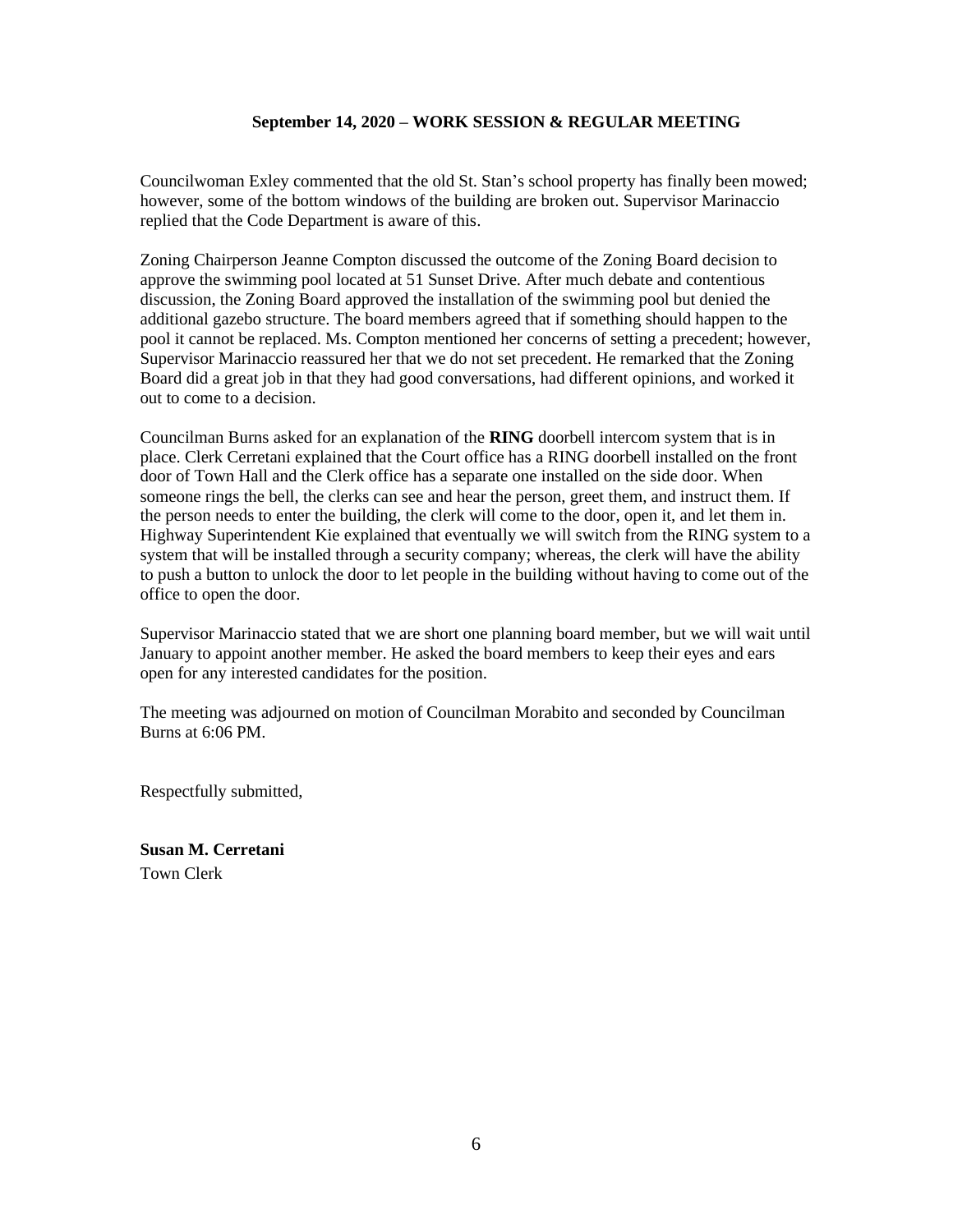**September 14, 2020 – WORK SESSION & REGULAR MEETING**

Councilwoman Exley commented that the old St. Stan's school property has finally been mowed; however, some of the bottom windows of the building are broken out. Supervisor Marinaccio replied that the Code Department is aware of this.

Zoning Chairperson Jeanne Compton discussed the outcome of the Zoning Board decision to approve the swimming pool located at 51 Sunset Drive. After much debate and contentious discussion, the Zoning Board approved the installation of the swimming pool but denied the additional gazebo structure. The board members agreed that if something should happen to the pool it cannot be replaced. Ms. Compton mentioned her concerns of setting a precedent; however, Supervisor Marinaccio reassured her that we do not set precedent. He remarked that the Zoning Board did a great job in that they had good conversations, had different opinions, and worked it out to come to a decision.

Councilman Burns asked for an explanation of the **RING** doorbell intercom system that is in place. Clerk Cerretani explained that the Court office has a RING doorbell installed on the front door of Town Hall and the Clerk office has a separate one installed on the side door. When someone rings the bell, the clerks can see and hear the person, greet them, and instruct them. If the person needs to enter the building, the clerk will come to the door, open it, and let them in. Highway Superintendent Kie explained that eventually we will switch from the RING system to a system that will be installed through a security company; whereas, the clerk will have the ability to push a button to unlock the door to let people in the building without having to come out of the office to open the door.

Supervisor Marinaccio stated that we are short one planning board member, but we will wait until January to appoint another member. He asked the board members to keep their eyes and ears open for any interested candidates for the position.

The meeting was adjourned on motion of Councilman Morabito and seconded by Councilman Burns at 6:06 PM.

Respectfully submitted,

**Susan M. Cerretani**
Town Clerk